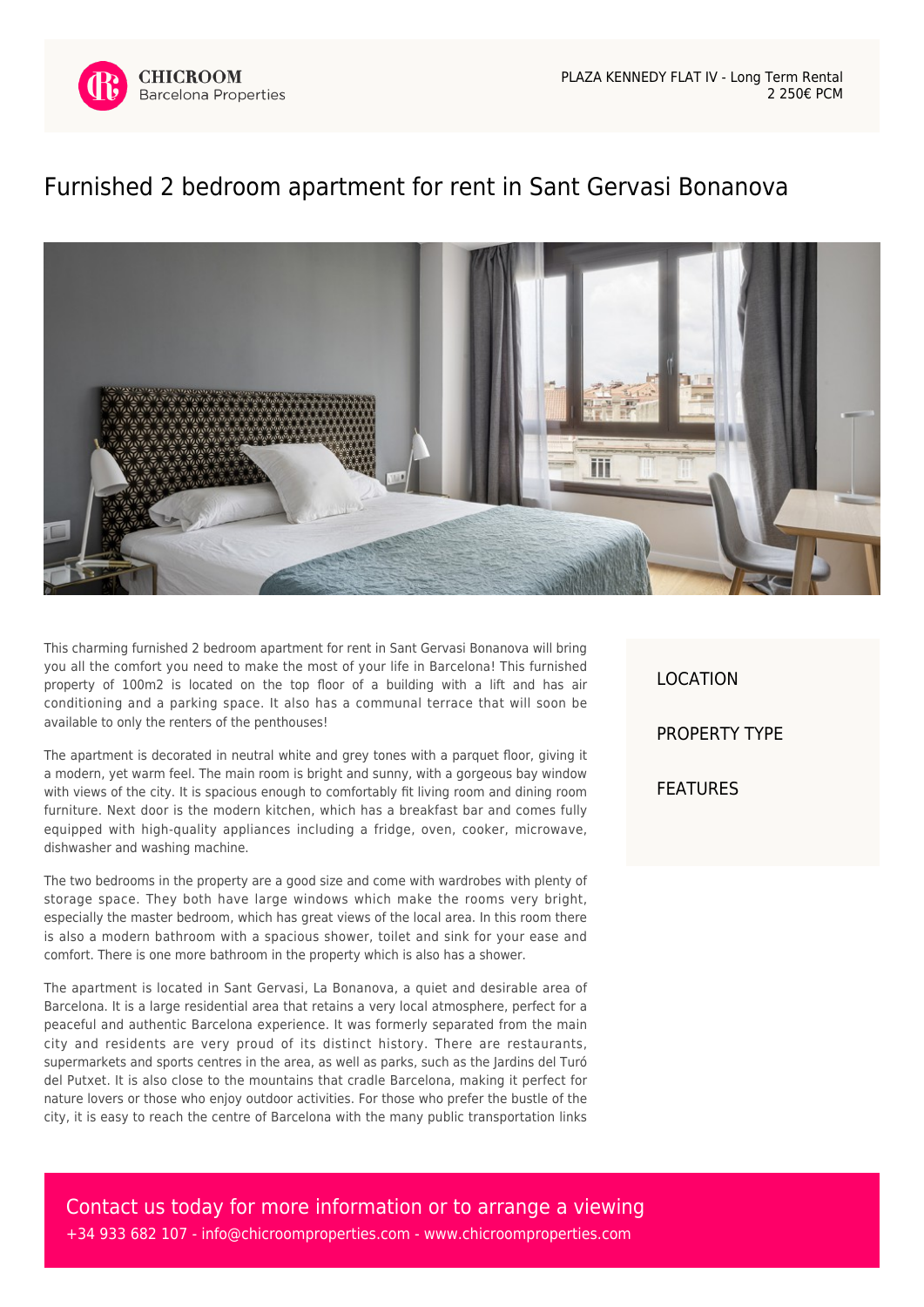CHICROOM Barcelona Properties

PLAZA KENNEDY FLAT IV - Long Term Rental
2 250€ PCM

# Furnished 2 bedroom apartment for rent in Sant Gervasi Bonanova

This charming furnished 2 bedroom apartment for rent in Sant Gervasi Bonanova will bring you all the comfort you need to make the most of your life in Barcelona! This furnished property of 100m2 is located on the top floor of a building with a lift and has air conditioning and a parking space. It also has a communal terrace that will soon be available to only the renters of the penthouses!

The apartment is decorated in neutral white and grey tones with a parquet floor, giving it a modern, yet warm feel. The main room is bright and sunny, with a gorgeous bay window with views of the city. It is spacious enough to comfortably fit living room and dining room furniture. Next door is the modern kitchen, which has a breakfast bar and comes fully equipped with high-quality appliances including a fridge, oven, cooker, microwave, dishwasher and washing machine.

The two bedrooms in the property are a good size and come with wardrobes with plenty of storage space. They both have large windows which make the rooms very bright, especially the master bedroom, which has great views of the local area. In this room there is also a modern bathroom with a spacious shower, toilet and sink for your ease and comfort. There is one more bathroom in the property which is also has a shower.

The apartment is located in Sant Gervasi, La Bonanova, a quiet and desirable area of Barcelona. It is a large residential area that retains a very local atmosphere, perfect for a peaceful and authentic Barcelona experience. It was formerly separated from the main city and residents are very proud of its distinct history. There are restaurants, supermarkets and sports centres in the area, as well as parks, such as the Jardins del Turó del Putxet. It is also close to the mountains that cradle Barcelona, making it perfect for nature lovers or those who enjoy outdoor activities. For those who prefer the bustle of the city, it is easy to reach the centre of Barcelona with the many public transportation links

LOCATION

PROPERTY TYPE

FEATURES

Contact us today for more information or to arrange a viewing
+34 933 682 107 - info@chicroomproperties.com - www.chicroomproperties.com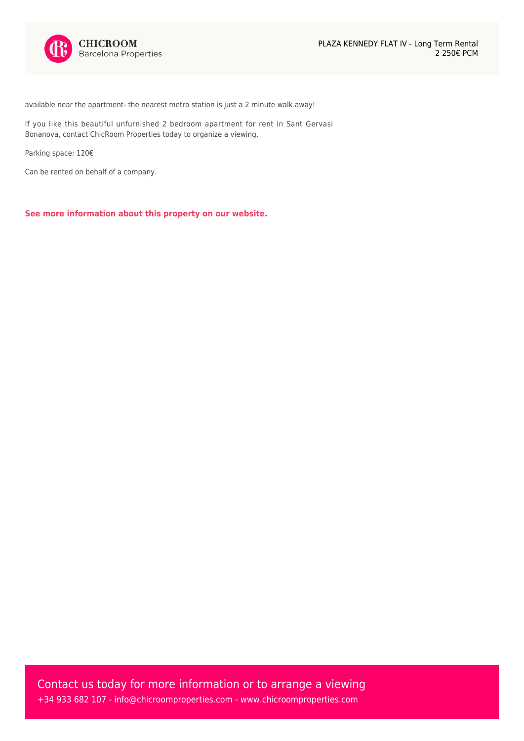available near the apartment- the nearest metro station is just a 2 minute walk away!

If you like this beautiful unfurnished 2 bedroom apartment for rent in Sant Gervasi Bonanova, contact ChicRoom Properties today to organize a viewing.

Parking space: 120€

Can be rented on behalf of a company.

**See more information about this property on our website.**

Contact us today for more information or to arrange a viewing

+34 933 682 107 - info@chicroomproperties.com - www.chicroomproperties.com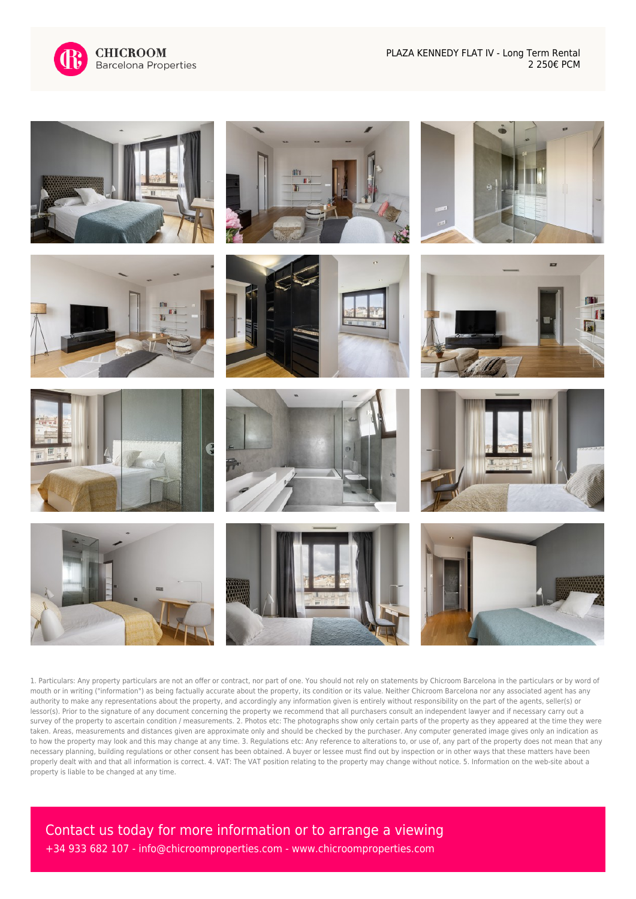CHICROOM
Barcelona Properties

PLAZA KENNEDY FLAT IV - Long Term Rental
2 250€ PCM

1. Particulars: Any property particulars are not an offer or contract, nor part of one. You should not rely on statements by Chicroom Barcelona in the particulars or by word of mouth or in writing ("information") as being factually accurate about the property, its condition or its value. Neither Chicroom Barcelona nor any associated agent has any authority to make any representations about the property, and accordingly any information given is entirely without responsibility on the part of the agents, seller(s) or lessor(s). Prior to the signature of any document concerning the property we recommend that all purchasers consult an independent lawyer and if necessary carry out a survey of the property to ascertain condition / measurements. 2. Photos etc: The photographs show only certain parts of the property as they appeared at the time they were taken. Areas, measurements and distances given are approximate only and should be checked by the purchaser. Any computer generated image gives only an indication as to how the property may look and this may change at any time. 3. Regulations etc: Any reference to alterations to, or use of, any part of the property does not mean that any necessary planning, building regulations or other consent has been obtained. A buyer or lessee must find out by inspection or in other ways that these matters have been properly dealt with and that all information is correct. 4. VAT: The VAT position relating to the property may change without notice. 5. Information on the web-site about a property is liable to be changed at any time.

Contact us today for more information or to arrange a viewing
+34 933 682 107 - info@chicroomproperties.com - www.chicroomproperties.com